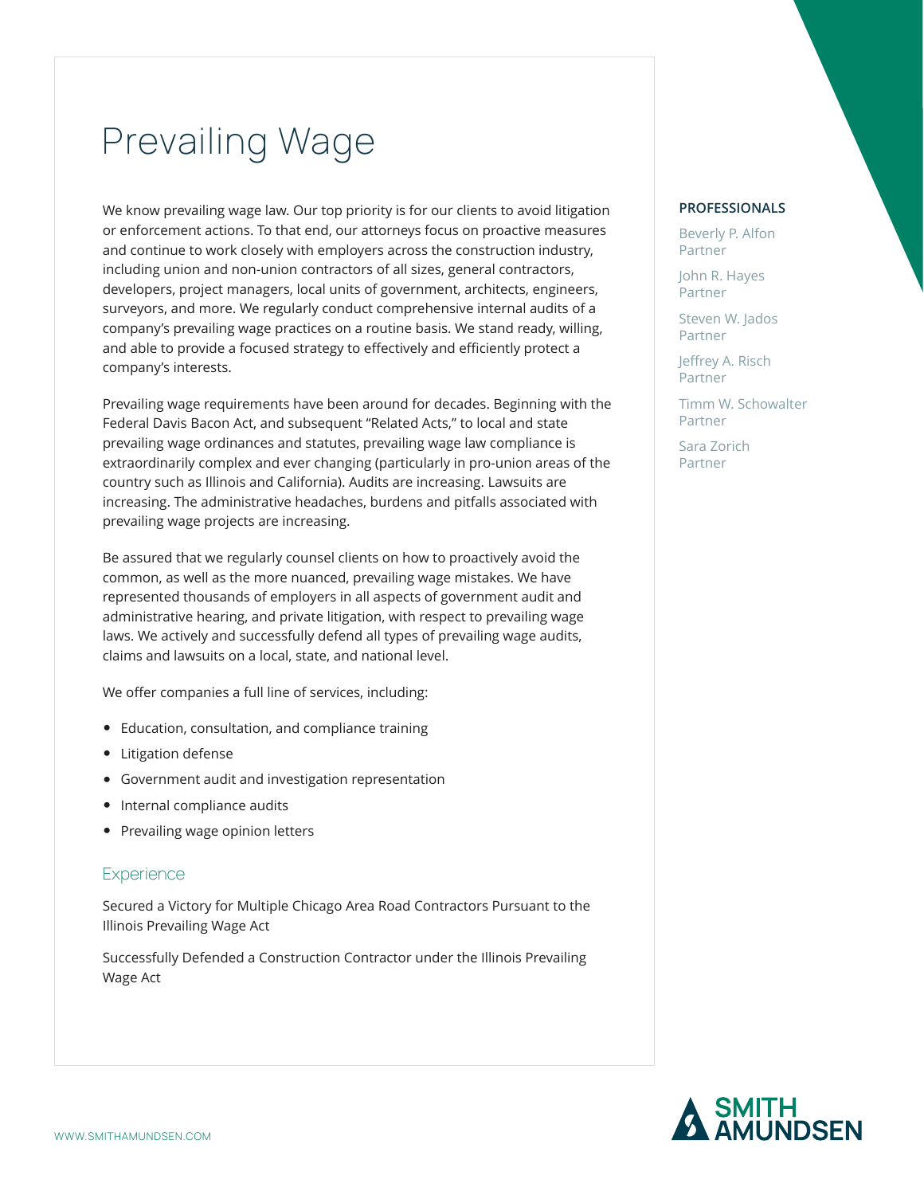# Prevailing Wage

We know prevailing wage law. Our top priority is for our clients to avoid litigation or enforcement actions. To that end, our attorneys focus on proactive measures and continue to work closely with employers across the construction industry, including union and non-union contractors of all sizes, general contractors, developers, project managers, local units of government, architects, engineers, surveyors, and more. We regularly conduct comprehensive internal audits of a company's prevailing wage practices on a routine basis. We stand ready, willing, and able to provide a focused strategy to effectively and efficiently protect a company's interests.

Prevailing wage requirements have been around for decades. Beginning with the Federal Davis Bacon Act, and subsequent "Related Acts," to local and state prevailing wage ordinances and statutes, prevailing wage law compliance is extraordinarily complex and ever changing (particularly in pro-union areas of the country such as Illinois and California). Audits are increasing. Lawsuits are increasing. The administrative headaches, burdens and pitfalls associated with prevailing wage projects are increasing.

Be assured that we regularly counsel clients on how to proactively avoid the common, as well as the more nuanced, prevailing wage mistakes. We have represented thousands of employers in all aspects of government audit and administrative hearing, and private litigation, with respect to prevailing wage laws. We actively and successfully defend all types of prevailing wage audits, claims and lawsuits on a local, state, and national level.

We offer companies a full line of services, including:

- Education, consultation, and compliance training
- Litigation defense
- Government audit and investigation representation
- Internal compliance audits
- Prevailing wage opinion letters

## Experience

Secured a Victory for Multiple Chicago Area Road Contractors Pursuant to the Illinois Prevailing Wage Act

Successfully Defended a Construction Contractor under the Illinois Prevailing Wage Act

**PROFESSIONALS**

Beverly P. Alfon
Partner

John R. Hayes
Partner

Steven W. Jados
Partner

Jeffrey A. Risch
Partner

Timm W. Schowalter
Partner

Sara Zorich
Partner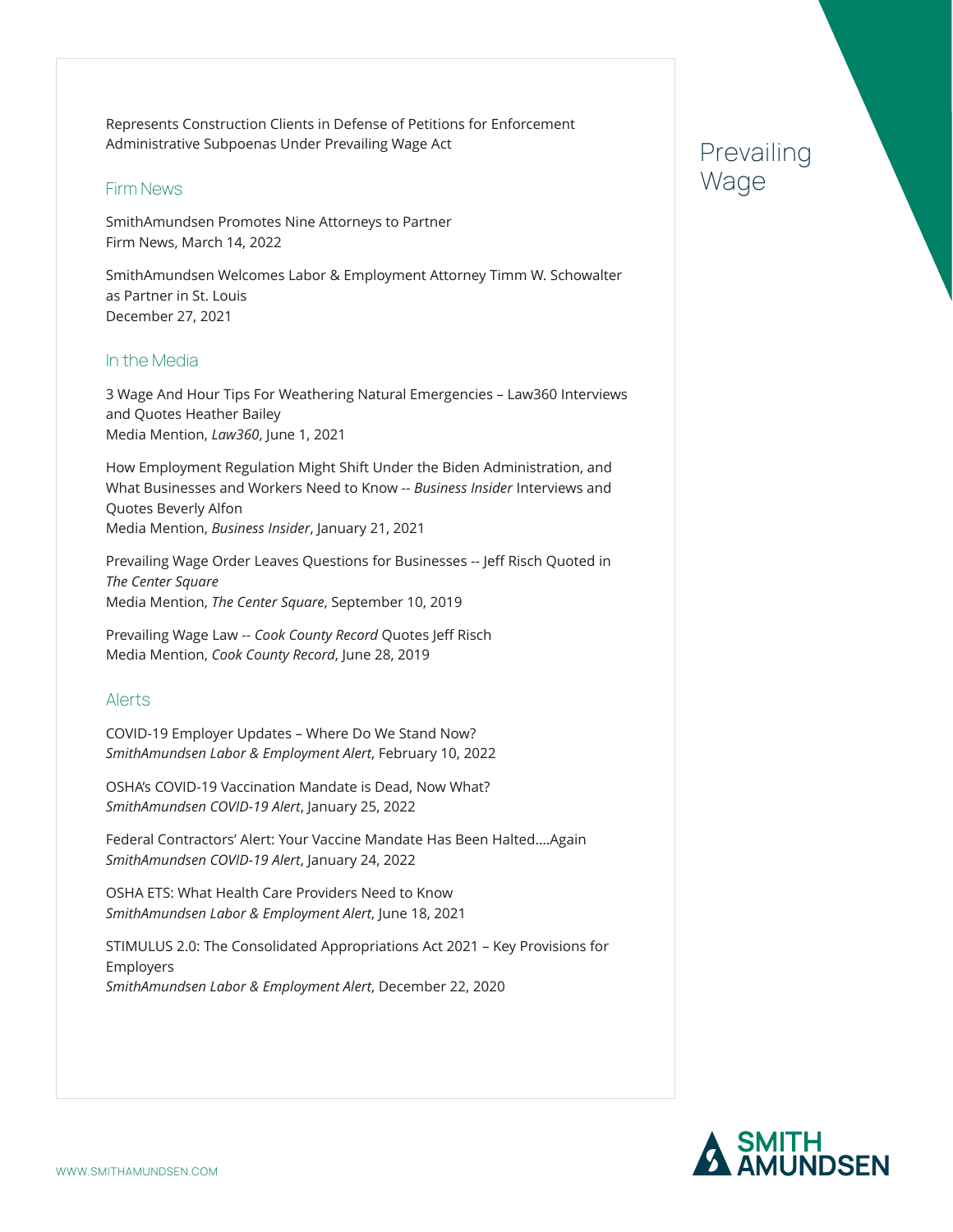Represents Construction Clients in Defense of Petitions for Enforcement Administrative Subpoenas Under Prevailing Wage Act

## Firm News

SmithAmundsen Promotes Nine Attorneys to Partner
Firm News, March 14, 2022

SmithAmundsen Welcomes Labor & Employment Attorney Timm W. Schowalter as Partner in St. Louis
December 27, 2021

## In the Media

3 Wage And Hour Tips For Weathering Natural Emergencies – Law360 Interviews and Quotes Heather Bailey
Media Mention, *Law360*, June 1, 2021

How Employment Regulation Might Shift Under the Biden Administration, and What Businesses and Workers Need to Know -- *Business Insider* Interviews and Quotes Beverly Alfon
Media Mention, *Business Insider*, January 21, 2021

Prevailing Wage Order Leaves Questions for Businesses -- Jeff Risch Quoted in *The Center Square*
Media Mention, *The Center Square*, September 10, 2019

Prevailing Wage Law -- *Cook County Record* Quotes Jeff Risch
Media Mention, *Cook County Record*, June 28, 2019

## Alerts

COVID-19 Employer Updates – Where Do We Stand Now?
*SmithAmundsen Labor & Employment Alert*, February 10, 2022

OSHA's COVID-19 Vaccination Mandate is Dead, Now What?
*SmithAmundsen COVID-19 Alert*, January 25, 2022

Federal Contractors' Alert: Your Vaccine Mandate Has Been Halted....Again
*SmithAmundsen COVID-19 Alert*, January 24, 2022

OSHA ETS: What Health Care Providers Need to Know
*SmithAmundsen Labor & Employment Alert*, June 18, 2021

STIMULUS 2.0: The Consolidated Appropriations Act 2021 – Key Provisions for Employers
*SmithAmundsen Labor & Employment Alert*, December 22, 2020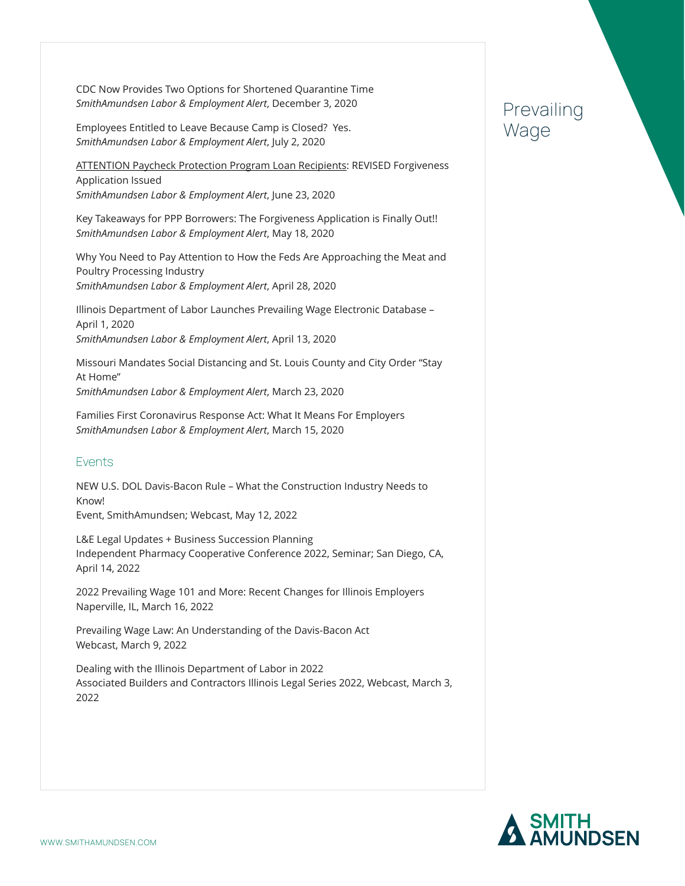CDC Now Provides Two Options for Shortened Quarantine Time
*SmithAmundsen Labor & Employment Alert*, December 3, 2020

Employees Entitled to Leave Because Camp is Closed? Yes.
*SmithAmundsen Labor & Employment Alert*, July 2, 2020

ATTENTION Paycheck Protection Program Loan Recipients: REVISED Forgiveness Application Issued
*SmithAmundsen Labor & Employment Alert*, June 23, 2020

Key Takeaways for PPP Borrowers: The Forgiveness Application is Finally Out!!
*SmithAmundsen Labor & Employment Alert*, May 18, 2020

Why You Need to Pay Attention to How the Feds Are Approaching the Meat and Poultry Processing Industry
*SmithAmundsen Labor & Employment Alert*, April 28, 2020

Illinois Department of Labor Launches Prevailing Wage Electronic Database – April 1, 2020
*SmithAmundsen Labor & Employment Alert*, April 13, 2020

Missouri Mandates Social Distancing and St. Louis County and City Order "Stay At Home"
*SmithAmundsen Labor & Employment Alert*, March 23, 2020

Families First Coronavirus Response Act: What It Means For Employers
*SmithAmundsen Labor & Employment Alert*, March 15, 2020

## Events

NEW U.S. DOL Davis-Bacon Rule – What the Construction Industry Needs to Know!
Event, SmithAmundsen; Webcast, May 12, 2022

L&E Legal Updates + Business Succession Planning
Independent Pharmacy Cooperative Conference 2022, Seminar; San Diego, CA, April 14, 2022

2022 Prevailing Wage 101 and More: Recent Changes for Illinois Employers
Naperville, IL, March 16, 2022

Prevailing Wage Law: An Understanding of the Davis-Bacon Act
Webcast, March 9, 2022

Dealing with the Illinois Department of Labor in 2022
Associated Builders and Contractors Illinois Legal Series 2022, Webcast, March 3, 2022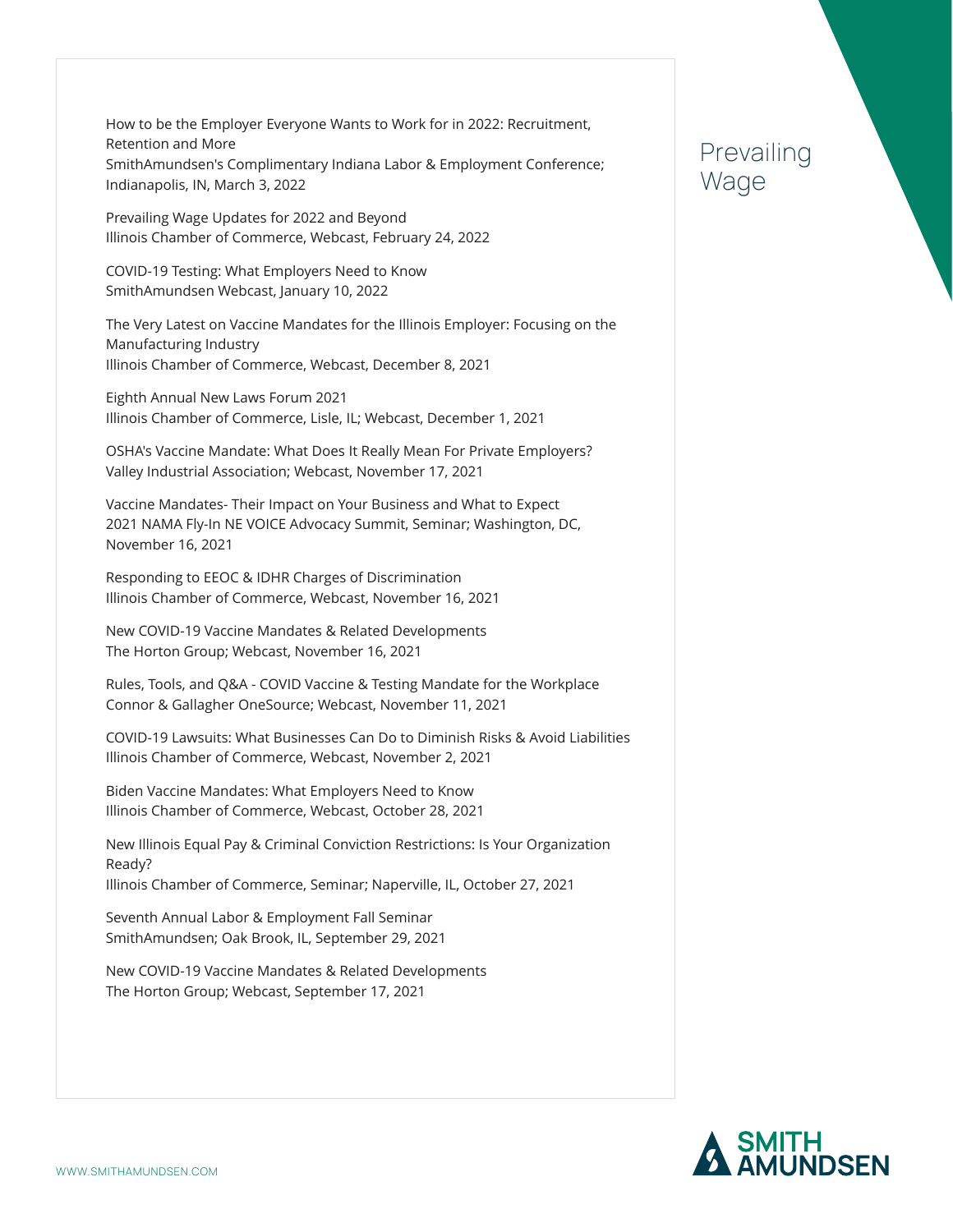## Prevailing Wage

How to be the Employer Everyone Wants to Work for in 2022: Recruitment, Retention and More
SmithAmundsen's Complimentary Indiana Labor & Employment Conference; Indianapolis, IN, March 3, 2022

Prevailing Wage Updates for 2022 and Beyond
Illinois Chamber of Commerce, Webcast, February 24, 2022

COVID-19 Testing: What Employers Need to Know
SmithAmundsen Webcast, January 10, 2022

The Very Latest on Vaccine Mandates for the Illinois Employer: Focusing on the Manufacturing Industry
Illinois Chamber of Commerce, Webcast, December 8, 2021

Eighth Annual New Laws Forum 2021
Illinois Chamber of Commerce, Lisle, IL; Webcast, December 1, 2021

OSHA's Vaccine Mandate: What Does It Really Mean For Private Employers?
Valley Industrial Association; Webcast, November 17, 2021

Vaccine Mandates- Their Impact on Your Business and What to Expect
2021 NAMA Fly-In NE VOICE Advocacy Summit, Seminar; Washington, DC, November 16, 2021

Responding to EEOC & IDHR Charges of Discrimination
Illinois Chamber of Commerce, Webcast, November 16, 2021

New COVID-19 Vaccine Mandates & Related Developments
The Horton Group; Webcast, November 16, 2021

Rules, Tools, and Q&A - COVID Vaccine & Testing Mandate for the Workplace
Connor & Gallagher OneSource; Webcast, November 11, 2021

COVID-19 Lawsuits: What Businesses Can Do to Diminish Risks & Avoid Liabilities
Illinois Chamber of Commerce, Webcast, November 2, 2021

Biden Vaccine Mandates: What Employers Need to Know
Illinois Chamber of Commerce, Webcast, October 28, 2021

New Illinois Equal Pay & Criminal Conviction Restrictions: Is Your Organization Ready?
Illinois Chamber of Commerce, Seminar; Naperville, IL, October 27, 2021

Seventh Annual Labor & Employment Fall Seminar
SmithAmundsen; Oak Brook, IL, September 29, 2021

New COVID-19 Vaccine Mandates & Related Developments
The Horton Group; Webcast, September 17, 2021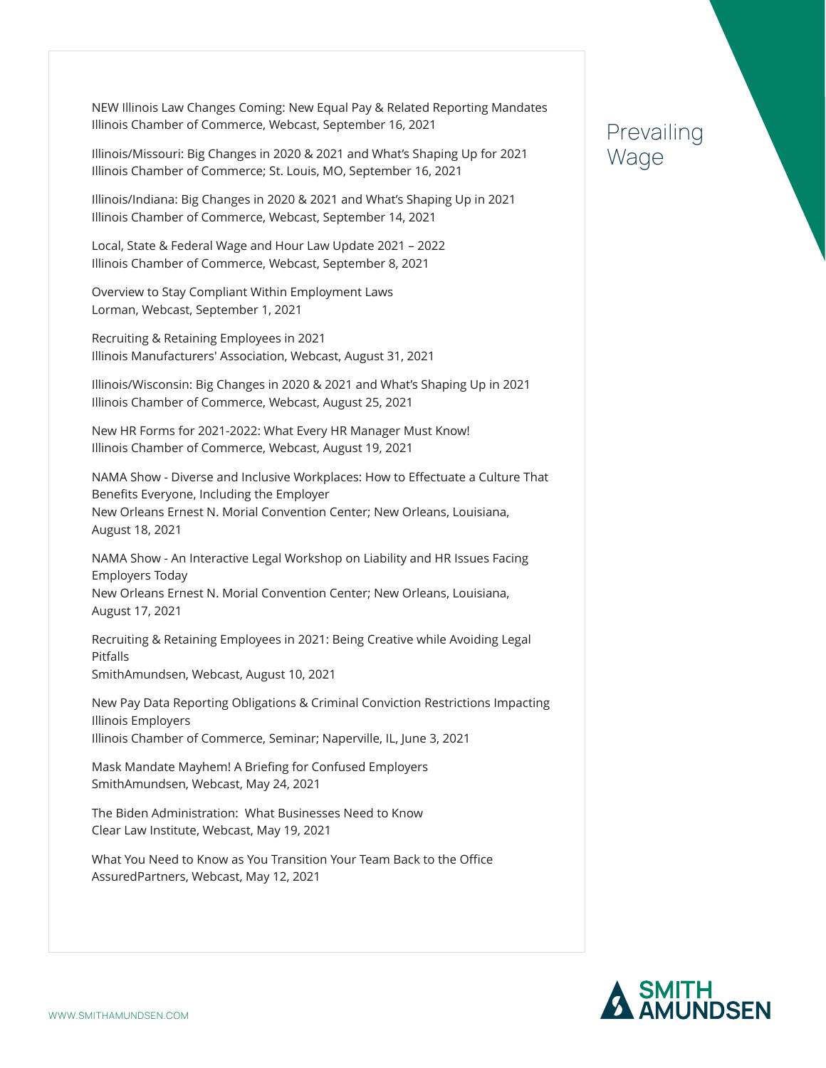NEW Illinois Law Changes Coming: New Equal Pay & Related Reporting Mandates
Illinois Chamber of Commerce, Webcast, September 16, 2021

Illinois/Missouri: Big Changes in 2020 & 2021 and What's Shaping Up for 2021
Illinois Chamber of Commerce; St. Louis, MO, September 16, 2021

Illinois/Indiana: Big Changes in 2020 & 2021 and What's Shaping Up in 2021
Illinois Chamber of Commerce, Webcast, September 14, 2021

Local, State & Federal Wage and Hour Law Update 2021 – 2022
Illinois Chamber of Commerce, Webcast, September 8, 2021

Overview to Stay Compliant Within Employment Laws
Lorman, Webcast, September 1, 2021

Recruiting & Retaining Employees in 2021
Illinois Manufacturers' Association, Webcast, August 31, 2021

Illinois/Wisconsin: Big Changes in 2020 & 2021 and What's Shaping Up in 2021
Illinois Chamber of Commerce, Webcast, August 25, 2021

New HR Forms for 2021-2022: What Every HR Manager Must Know!
Illinois Chamber of Commerce, Webcast, August 19, 2021

NAMA Show - Diverse and Inclusive Workplaces: How to Effectuate a Culture That Benefits Everyone, Including the Employer
New Orleans Ernest N. Morial Convention Center; New Orleans, Louisiana, August 18, 2021

NAMA Show - An Interactive Legal Workshop on Liability and HR Issues Facing Employers Today
New Orleans Ernest N. Morial Convention Center; New Orleans, Louisiana, August 17, 2021

Recruiting & Retaining Employees in 2021: Being Creative while Avoiding Legal Pitfalls
SmithAmundsen, Webcast, August 10, 2021

New Pay Data Reporting Obligations & Criminal Conviction Restrictions Impacting Illinois Employers
Illinois Chamber of Commerce, Seminar; Naperville, IL, June 3, 2021

Mask Mandate Mayhem! A Briefing for Confused Employers
SmithAmundsen, Webcast, May 24, 2021

The Biden Administration: What Businesses Need to Know
Clear Law Institute, Webcast, May 19, 2021

What You Need to Know as You Transition Your Team Back to the Office
AssuredPartners, Webcast, May 12, 2021

Prevailing Wage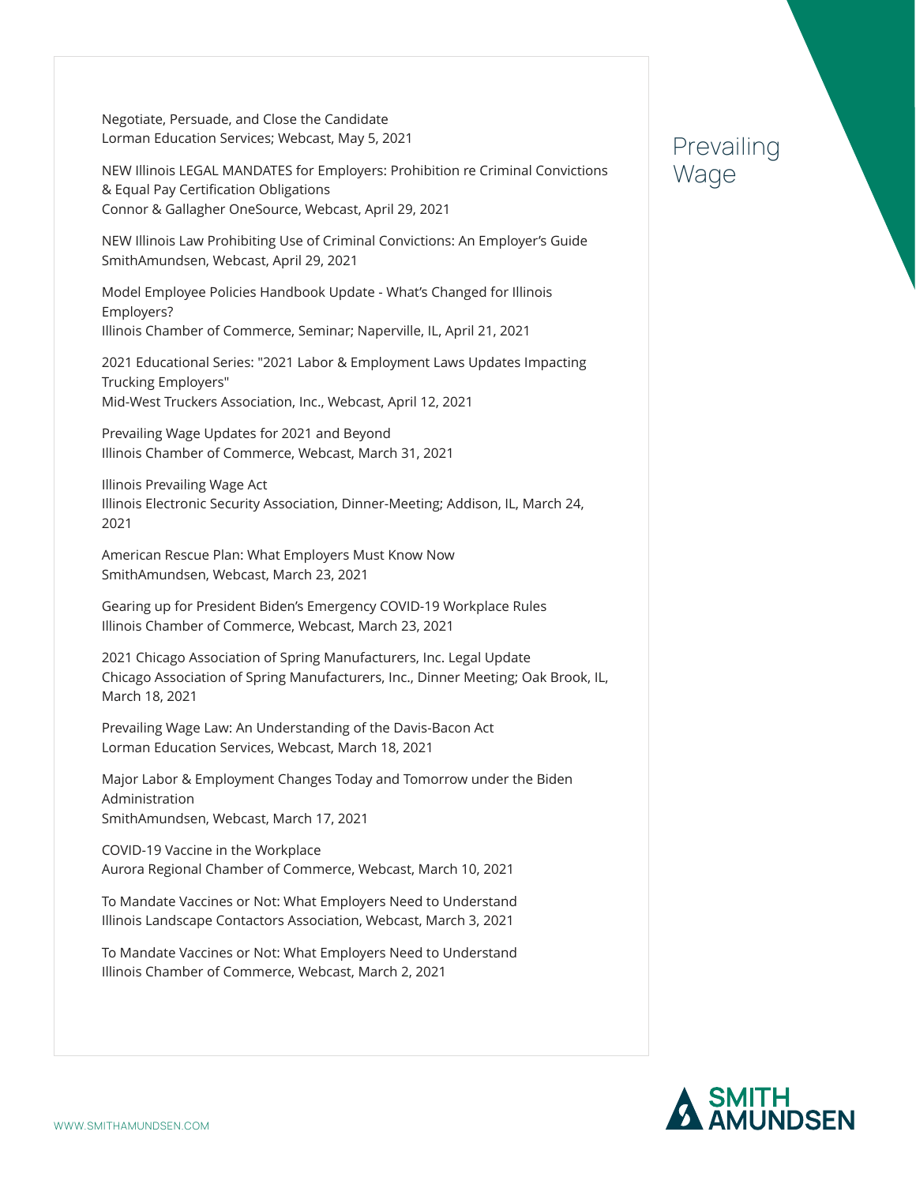Prevailing Wage

Negotiate, Persuade, and Close the Candidate
Lorman Education Services; Webcast, May 5, 2021

NEW Illinois LEGAL MANDATES for Employers: Prohibition re Criminal Convictions & Equal Pay Certification Obligations
Connor & Gallagher OneSource, Webcast, April 29, 2021

NEW Illinois Law Prohibiting Use of Criminal Convictions: An Employer's Guide
SmithAmundsen, Webcast, April 29, 2021

Model Employee Policies Handbook Update - What's Changed for Illinois Employers?
Illinois Chamber of Commerce, Seminar; Naperville, IL, April 21, 2021

2021 Educational Series: "2021 Labor & Employment Laws Updates Impacting Trucking Employers"
Mid-West Truckers Association, Inc., Webcast, April 12, 2021

Prevailing Wage Updates for 2021 and Beyond
Illinois Chamber of Commerce, Webcast, March 31, 2021

Illinois Prevailing Wage Act
Illinois Electronic Security Association, Dinner-Meeting; Addison, IL, March 24, 2021

American Rescue Plan: What Employers Must Know Now
SmithAmundsen, Webcast, March 23, 2021

Gearing up for President Biden's Emergency COVID-19 Workplace Rules
Illinois Chamber of Commerce, Webcast, March 23, 2021

2021 Chicago Association of Spring Manufacturers, Inc. Legal Update
Chicago Association of Spring Manufacturers, Inc., Dinner Meeting; Oak Brook, IL, March 18, 2021

Prevailing Wage Law: An Understanding of the Davis-Bacon Act
Lorman Education Services, Webcast, March 18, 2021

Major Labor & Employment Changes Today and Tomorrow under the Biden Administration
SmithAmundsen, Webcast, March 17, 2021

COVID-19 Vaccine in the Workplace
Aurora Regional Chamber of Commerce, Webcast, March 10, 2021

To Mandate Vaccines or Not: What Employers Need to Understand
Illinois Landscape Contactors Association, Webcast, March 3, 2021

To Mandate Vaccines or Not: What Employers Need to Understand
Illinois Chamber of Commerce, Webcast, March 2, 2021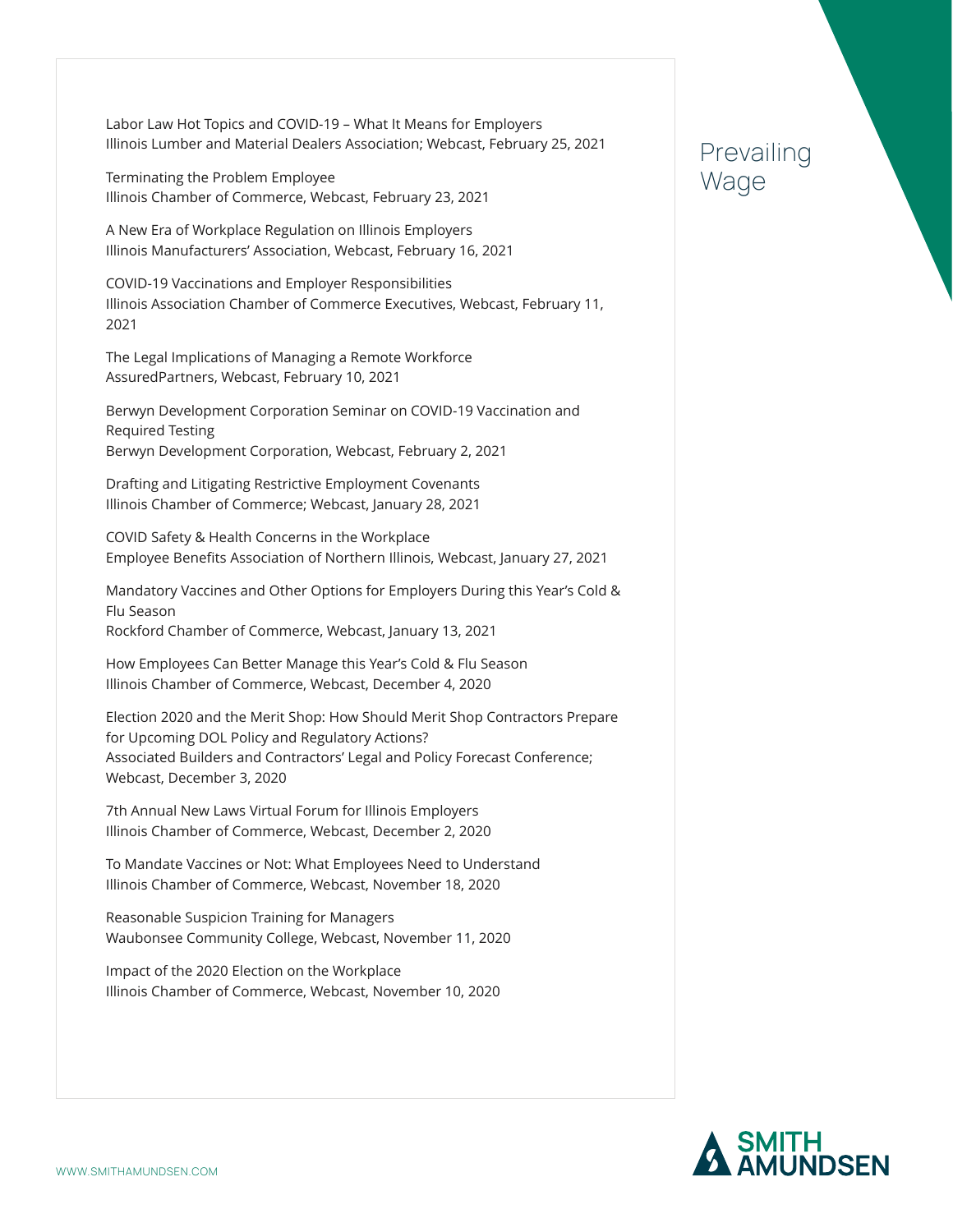Labor Law Hot Topics and COVID-19 – What It Means for Employers
Illinois Lumber and Material Dealers Association; Webcast, February 25, 2021

Terminating the Problem Employee
Illinois Chamber of Commerce, Webcast, February 23, 2021

A New Era of Workplace Regulation on Illinois Employers
Illinois Manufacturers' Association, Webcast, February 16, 2021

COVID-19 Vaccinations and Employer Responsibilities
Illinois Association Chamber of Commerce Executives, Webcast, February 11, 2021

The Legal Implications of Managing a Remote Workforce
AssuredPartners, Webcast, February 10, 2021

Berwyn Development Corporation Seminar on COVID-19 Vaccination and Required Testing
Berwyn Development Corporation, Webcast, February 2, 2021

Drafting and Litigating Restrictive Employment Covenants
Illinois Chamber of Commerce; Webcast, January 28, 2021

COVID Safety & Health Concerns in the Workplace
Employee Benefits Association of Northern Illinois, Webcast, January 27, 2021

Mandatory Vaccines and Other Options for Employers During this Year's Cold & Flu Season
Rockford Chamber of Commerce, Webcast, January 13, 2021

How Employees Can Better Manage this Year's Cold & Flu Season
Illinois Chamber of Commerce, Webcast, December 4, 2020

Election 2020 and the Merit Shop: How Should Merit Shop Contractors Prepare for Upcoming DOL Policy and Regulatory Actions?
Associated Builders and Contractors' Legal and Policy Forecast Conference; Webcast, December 3, 2020

7th Annual New Laws Virtual Forum for Illinois Employers
Illinois Chamber of Commerce, Webcast, December 2, 2020

To Mandate Vaccines or Not: What Employees Need to Understand
Illinois Chamber of Commerce, Webcast, November 18, 2020

Reasonable Suspicion Training for Managers
Waubonsee Community College, Webcast, November 11, 2020

Impact of the 2020 Election on the Workplace
Illinois Chamber of Commerce, Webcast, November 10, 2020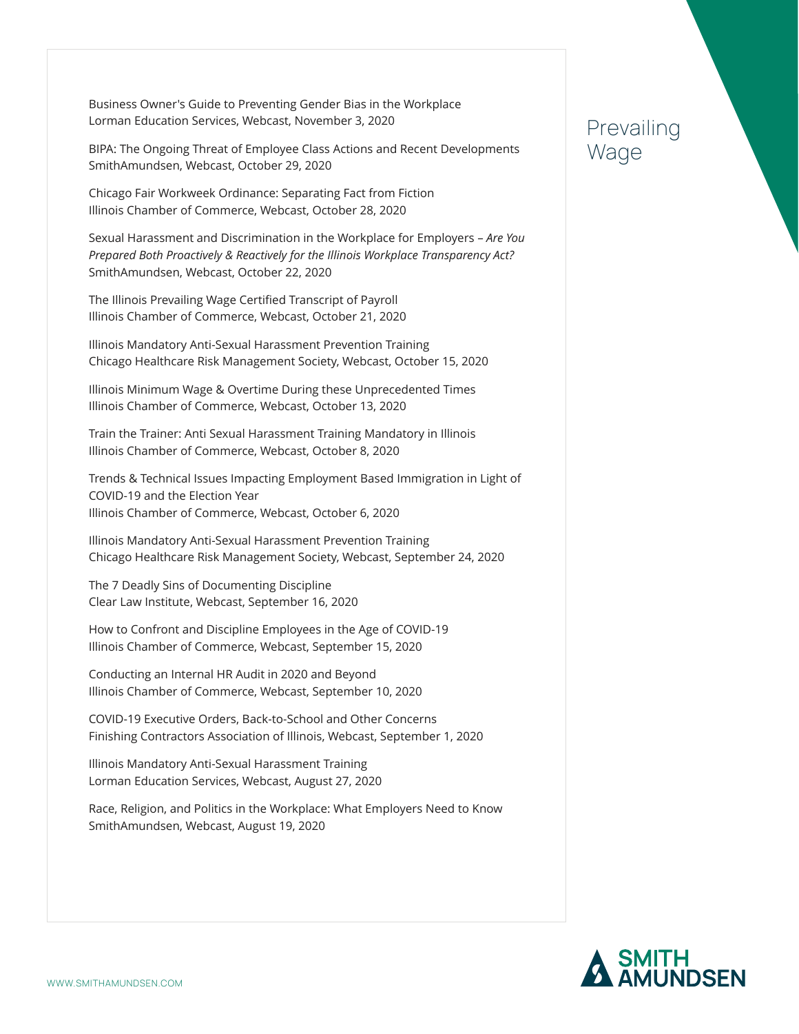Prevailing Wage

Business Owner's Guide to Preventing Gender Bias in the Workplace
Lorman Education Services, Webcast, November 3, 2020

BIPA: The Ongoing Threat of Employee Class Actions and Recent Developments
SmithAmundsen, Webcast, October 29, 2020

Chicago Fair Workweek Ordinance: Separating Fact from Fiction
Illinois Chamber of Commerce, Webcast, October 28, 2020

Sexual Harassment and Discrimination in the Workplace for Employers – *Are You Prepared Both Proactively & Reactively for the Illinois Workplace Transparency Act?*
SmithAmundsen, Webcast, October 22, 2020

The Illinois Prevailing Wage Certified Transcript of Payroll
Illinois Chamber of Commerce, Webcast, October 21, 2020

Illinois Mandatory Anti-Sexual Harassment Prevention Training
Chicago Healthcare Risk Management Society, Webcast, October 15, 2020

Illinois Minimum Wage & Overtime During these Unprecedented Times
Illinois Chamber of Commerce, Webcast, October 13, 2020

Train the Trainer: Anti Sexual Harassment Training Mandatory in Illinois
Illinois Chamber of Commerce, Webcast, October 8, 2020

Trends & Technical Issues Impacting Employment Based Immigration in Light of COVID-19 and the Election Year
Illinois Chamber of Commerce, Webcast, October 6, 2020

Illinois Mandatory Anti-Sexual Harassment Prevention Training
Chicago Healthcare Risk Management Society, Webcast, September 24, 2020

The 7 Deadly Sins of Documenting Discipline
Clear Law Institute, Webcast, September 16, 2020

How to Confront and Discipline Employees in the Age of COVID-19
Illinois Chamber of Commerce, Webcast, September 15, 2020

Conducting an Internal HR Audit in 2020 and Beyond
Illinois Chamber of Commerce, Webcast, September 10, 2020

COVID-19 Executive Orders, Back-to-School and Other Concerns
Finishing Contractors Association of Illinois, Webcast, September 1, 2020

Illinois Mandatory Anti-Sexual Harassment Training
Lorman Education Services, Webcast, August 27, 2020

Race, Religion, and Politics in the Workplace: What Employers Need to Know
SmithAmundsen, Webcast, August 19, 2020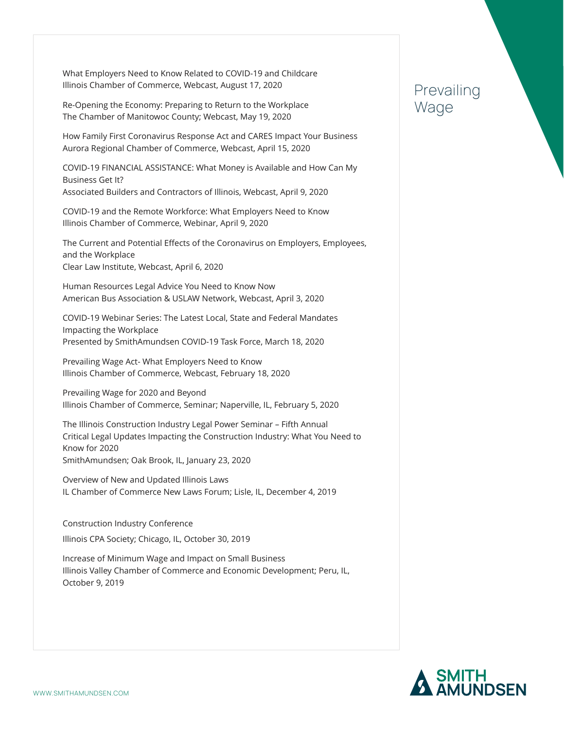## Prevailing Wage

What Employers Need to Know Related to COVID-19 and Childcare
Illinois Chamber of Commerce, Webcast, August 17, 2020

Re-Opening the Economy: Preparing to Return to the Workplace
The Chamber of Manitowoc County; Webcast, May 19, 2020

How Family First Coronavirus Response Act and CARES Impact Your Business
Aurora Regional Chamber of Commerce, Webcast, April 15, 2020

COVID-19 FINANCIAL ASSISTANCE: What Money is Available and How Can My Business Get It?
Associated Builders and Contractors of Illinois, Webcast, April 9, 2020

COVID-19 and the Remote Workforce: What Employers Need to Know
Illinois Chamber of Commerce, Webinar, April 9, 2020

The Current and Potential Effects of the Coronavirus on Employers, Employees, and the Workplace
Clear Law Institute, Webcast, April 6, 2020

Human Resources Legal Advice You Need to Know Now
American Bus Association & USLAW Network, Webcast, April 3, 2020

COVID-19 Webinar Series: The Latest Local, State and Federal Mandates Impacting the Workplace
Presented by SmithAmundsen COVID-19 Task Force, March 18, 2020

Prevailing Wage Act- What Employers Need to Know
Illinois Chamber of Commerce, Webcast, February 18, 2020

Prevailing Wage for 2020 and Beyond
Illinois Chamber of Commerce, Seminar; Naperville, IL, February 5, 2020

The Illinois Construction Industry Legal Power Seminar – Fifth Annual
Critical Legal Updates Impacting the Construction Industry: What You Need to Know for 2020
SmithAmundsen; Oak Brook, IL, January 23, 2020

Overview of New and Updated Illinois Laws
IL Chamber of Commerce New Laws Forum; Lisle, IL, December 4, 2019

Construction Industry Conference
Illinois CPA Society; Chicago, IL, October 30, 2019

Increase of Minimum Wage and Impact on Small Business
Illinois Valley Chamber of Commerce and Economic Development; Peru, IL, October 9, 2019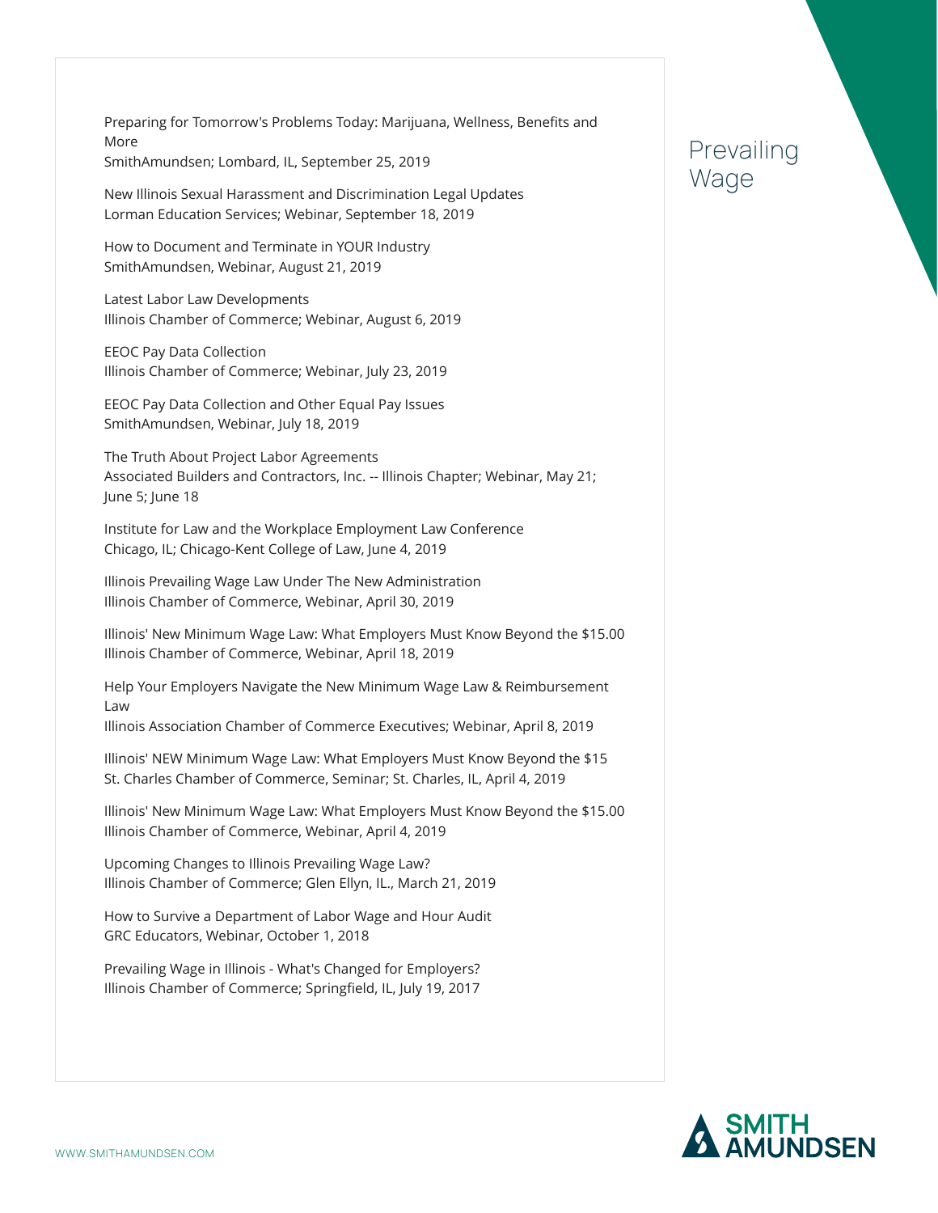## Prevailing Wage

Preparing for Tomorrow's Problems Today: Marijuana, Wellness, Benefits and More
SmithAmundsen; Lombard, IL, September 25, 2019

New Illinois Sexual Harassment and Discrimination Legal Updates
Lorman Education Services; Webinar, September 18, 2019

How to Document and Terminate in YOUR Industry
SmithAmundsen, Webinar, August 21, 2019

Latest Labor Law Developments
Illinois Chamber of Commerce; Webinar, August 6, 2019

EEOC Pay Data Collection
Illinois Chamber of Commerce; Webinar, July 23, 2019

EEOC Pay Data Collection and Other Equal Pay Issues
SmithAmundsen, Webinar, July 18, 2019

The Truth About Project Labor Agreements
Associated Builders and Contractors, Inc. -- Illinois Chapter; Webinar, May 21; June 5; June 18

Institute for Law and the Workplace Employment Law Conference
Chicago, IL; Chicago-Kent College of Law, June 4, 2019

Illinois Prevailing Wage Law Under The New Administration
Illinois Chamber of Commerce, Webinar, April 30, 2019

Illinois' New Minimum Wage Law: What Employers Must Know Beyond the $15.00
Illinois Chamber of Commerce, Webinar, April 18, 2019

Help Your Employers Navigate the New Minimum Wage Law & Reimbursement Law
Illinois Association Chamber of Commerce Executives; Webinar, April 8, 2019

Illinois' NEW Minimum Wage Law: What Employers Must Know Beyond the $15
St. Charles Chamber of Commerce, Seminar; St. Charles, IL, April 4, 2019

Illinois' New Minimum Wage Law: What Employers Must Know Beyond the $15.00
Illinois Chamber of Commerce, Webinar, April 4, 2019

Upcoming Changes to Illinois Prevailing Wage Law?
Illinois Chamber of Commerce; Glen Ellyn, IL., March 21, 2019

How to Survive a Department of Labor Wage and Hour Audit
GRC Educators, Webinar, October 1, 2018

Prevailing Wage in Illinois - What's Changed for Employers?
Illinois Chamber of Commerce; Springfield, IL, July 19, 2017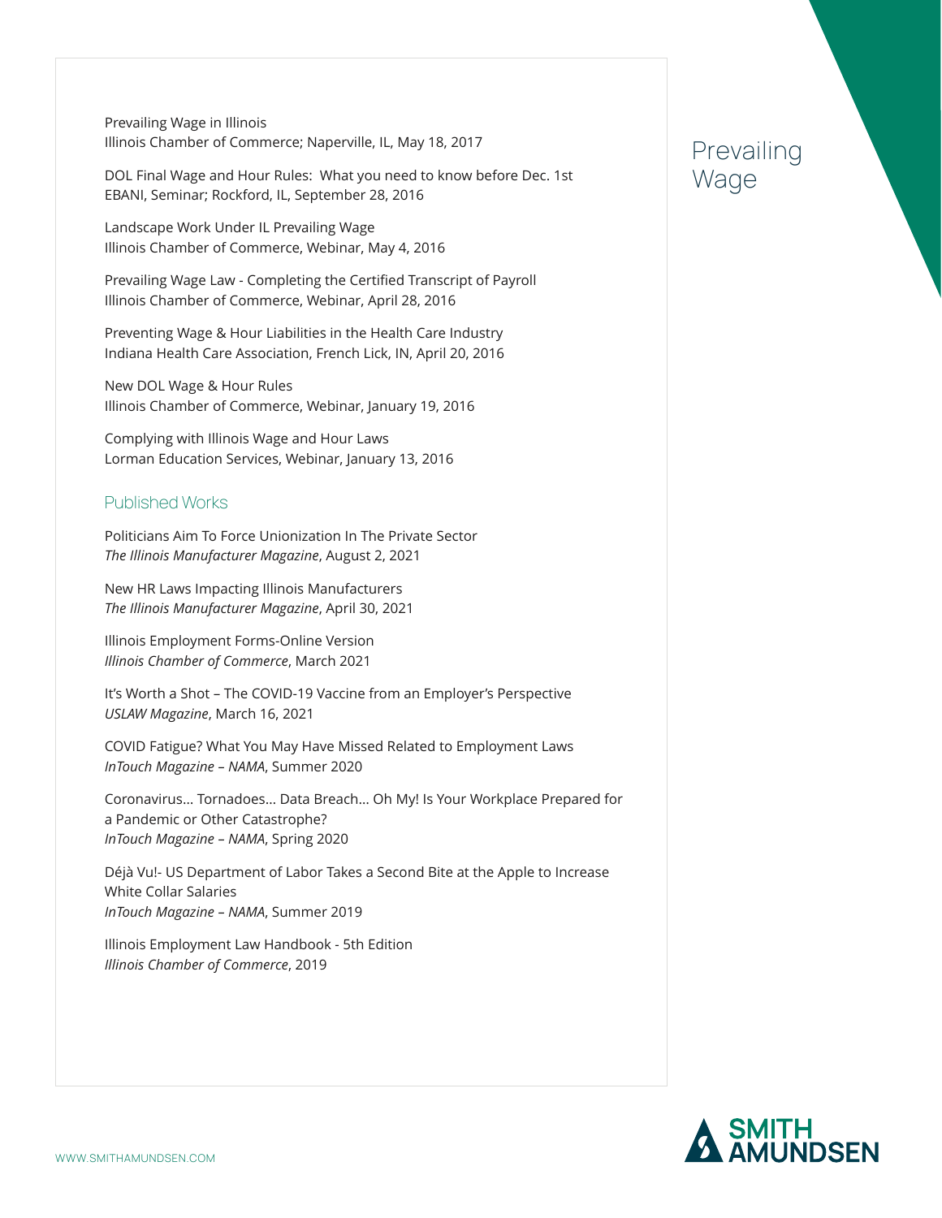Prevailing Wage in Illinois
Illinois Chamber of Commerce; Naperville, IL, May 18, 2017

DOL Final Wage and Hour Rules: What you need to know before Dec. 1st
EBANI, Seminar; Rockford, IL, September 28, 2016

Landscape Work Under IL Prevailing Wage
Illinois Chamber of Commerce, Webinar, May 4, 2016

Prevailing Wage Law - Completing the Certified Transcript of Payroll
Illinois Chamber of Commerce, Webinar, April 28, 2016

Preventing Wage & Hour Liabilities in the Health Care Industry
Indiana Health Care Association, French Lick, IN, April 20, 2016

New DOL Wage & Hour Rules
Illinois Chamber of Commerce, Webinar, January 19, 2016

Complying with Illinois Wage and Hour Laws
Lorman Education Services, Webinar, January 13, 2016

## Published Works

Politicians Aim To Force Unionization In The Private Sector
*The Illinois Manufacturer Magazine*, August 2, 2021

New HR Laws Impacting Illinois Manufacturers
*The Illinois Manufacturer Magazine*, April 30, 2021

Illinois Employment Forms-Online Version
*Illinois Chamber of Commerce*, March 2021

It's Worth a Shot – The COVID-19 Vaccine from an Employer's Perspective
*USLAW Magazine*, March 16, 2021

COVID Fatigue? What You May Have Missed Related to Employment Laws
*InTouch Magazine – NAMA*, Summer 2020

Coronavirus… Tornadoes… Data Breach… Oh My! Is Your Workplace Prepared for a Pandemic or Other Catastrophe?
*InTouch Magazine – NAMA*, Spring 2020

Déjà Vu!- US Department of Labor Takes a Second Bite at the Apple to Increase White Collar Salaries
*InTouch Magazine – NAMA*, Summer 2019

Illinois Employment Law Handbook - 5th Edition
*Illinois Chamber of Commerce*, 2019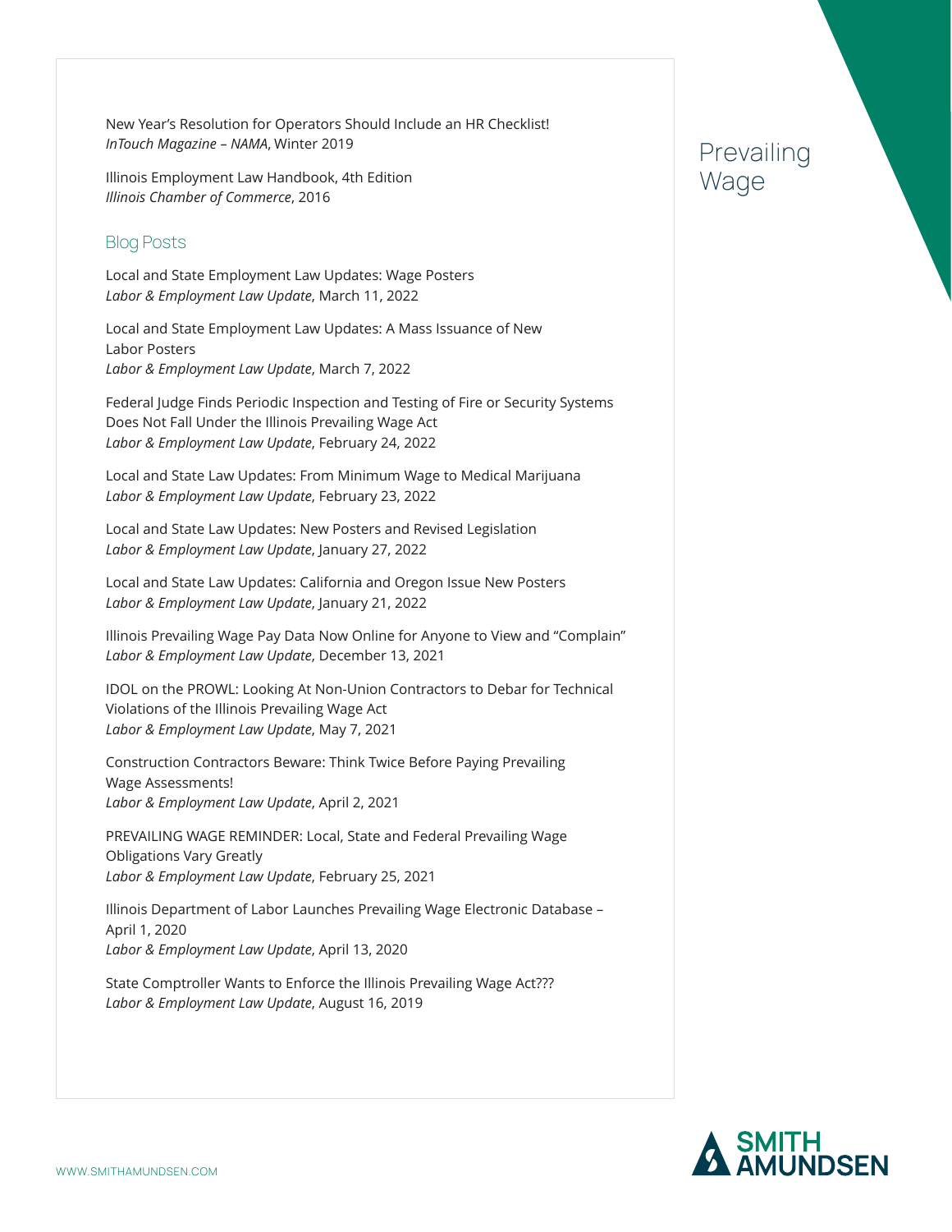New Year's Resolution for Operators Should Include an HR Checklist!
*InTouch Magazine – NAMA*, Winter 2019

Illinois Employment Law Handbook, 4th Edition
*Illinois Chamber of Commerce*, 2016

## Blog Posts

Local and State Employment Law Updates: Wage Posters
*Labor & Employment Law Update*, March 11, 2022

Local and State Employment Law Updates: A Mass Issuance of New Labor Posters
*Labor & Employment Law Update*, March 7, 2022

Federal Judge Finds Periodic Inspection and Testing of Fire or Security Systems Does Not Fall Under the Illinois Prevailing Wage Act
*Labor & Employment Law Update*, February 24, 2022

Local and State Law Updates: From Minimum Wage to Medical Marijuana
*Labor & Employment Law Update*, February 23, 2022

Local and State Law Updates: New Posters and Revised Legislation
*Labor & Employment Law Update*, January 27, 2022

Local and State Law Updates: California and Oregon Issue New Posters
*Labor & Employment Law Update*, January 21, 2022

Illinois Prevailing Wage Pay Data Now Online for Anyone to View and "Complain"
*Labor & Employment Law Update*, December 13, 2021

IDOL on the PROWL: Looking At Non-Union Contractors to Debar for Technical Violations of the Illinois Prevailing Wage Act
*Labor & Employment Law Update*, May 7, 2021

Construction Contractors Beware: Think Twice Before Paying Prevailing Wage Assessments!
*Labor & Employment Law Update*, April 2, 2021

PREVAILING WAGE REMINDER: Local, State and Federal Prevailing Wage Obligations Vary Greatly
*Labor & Employment Law Update*, February 25, 2021

Illinois Department of Labor Launches Prevailing Wage Electronic Database – April 1, 2020
*Labor & Employment Law Update*, April 13, 2020

State Comptroller Wants to Enforce the Illinois Prevailing Wage Act???
*Labor & Employment Law Update*, August 16, 2019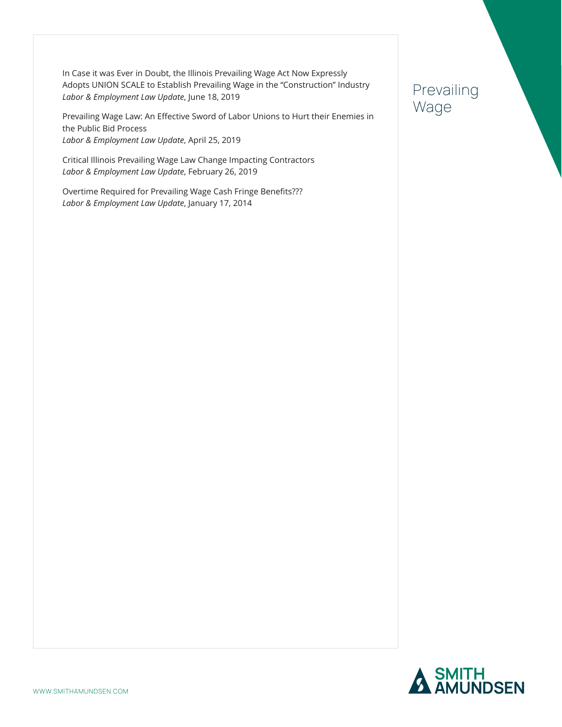## Prevailing Wage

In Case it was Ever in Doubt, the Illinois Prevailing Wage Act Now Expressly Adopts UNION SCALE to Establish Prevailing Wage in the "Construction" Industry
*Labor & Employment Law Update*, June 18, 2019

Prevailing Wage Law: An Effective Sword of Labor Unions to Hurt their Enemies in the Public Bid Process
*Labor & Employment Law Update*, April 25, 2019

Critical Illinois Prevailing Wage Law Change Impacting Contractors
*Labor & Employment Law Update*, February 26, 2019

Overtime Required for Prevailing Wage Cash Fringe Benefits???
*Labor & Employment Law Update*, January 17, 2014